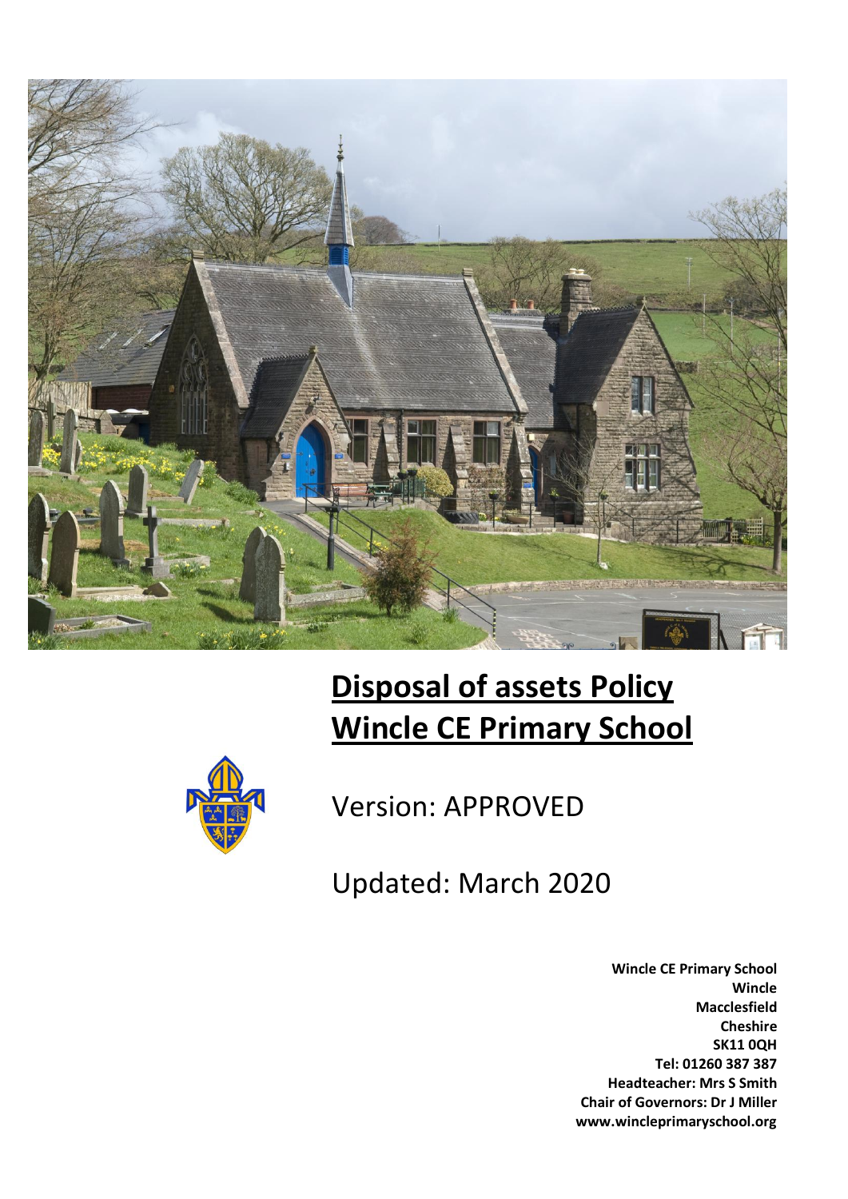# Disposal of assets Policy
# Wincle CE Primary School

Version: APPROVED

Updated: March 2020

**Wincle CE Primary School**
**Wincle**
**Macclesfield**
**Cheshire**
**SK11 0QH**
**Tel: 01260 387 387**
**Headteacher: Mrs S Smith**
**Chair of Governors: Dr J Miller**
**www.wincleprimaryschool.org**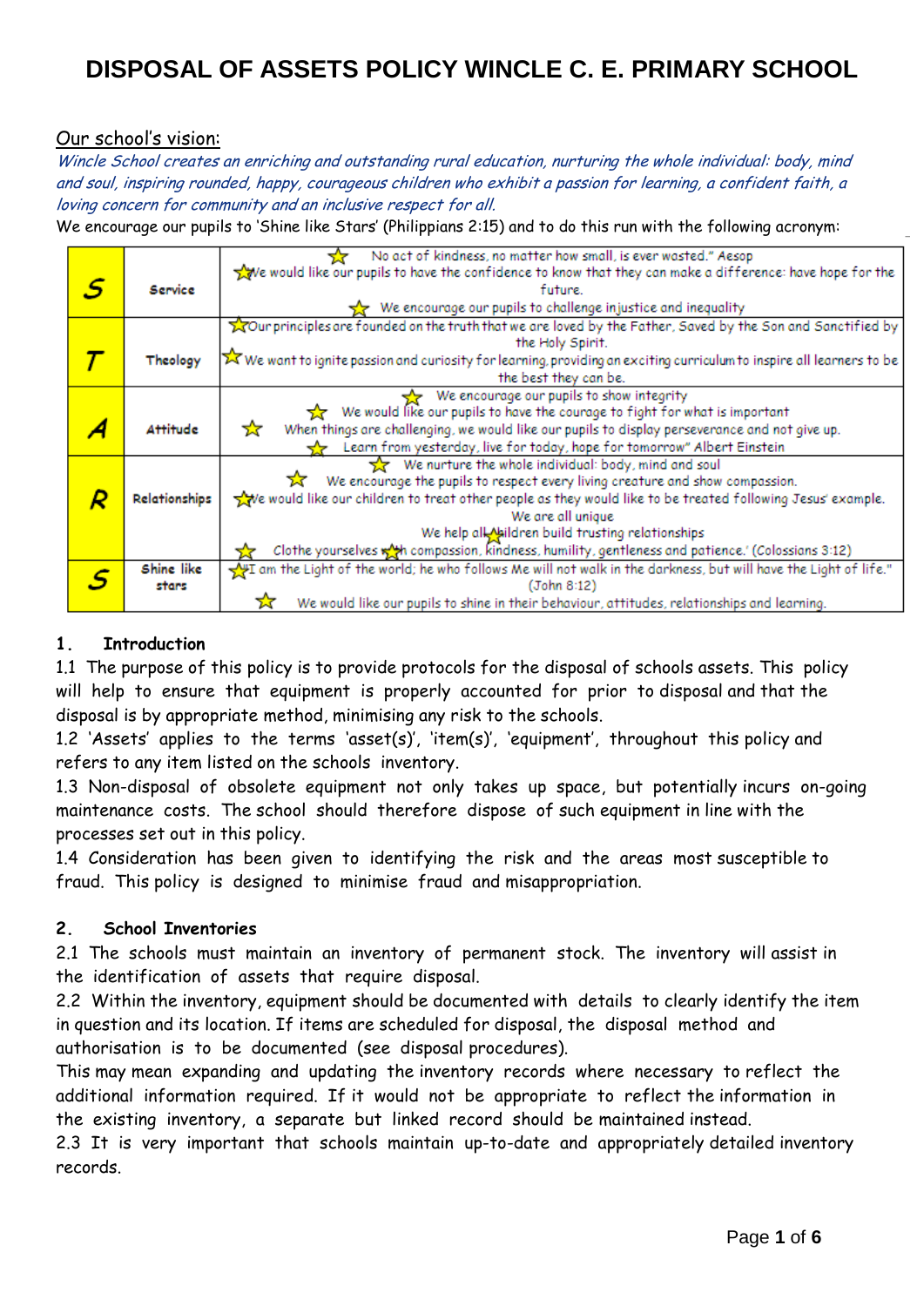# DISPOSAL OF ASSETS POLICY WINCLE C. E. PRIMARY SCHOOL

<u>Our school's vision:</u>

*Wincle School creates an enriching and outstanding rural education, nurturing the whole individual: body, mind and soul, inspiring rounded, happy, courageous children who exhibit a passion for learning, a confident faith, a loving concern for community and an inclusive respect for all.*

We encourage our pupils to 'Shine like Stars' (Philippians 2:15) and to do this run with the following acronym:

| | | |
|---|---|---|
| **S** | **Service** | ☆ No act of kindness, no matter how small, is ever wasted." Aesop<br>☆ We would like our pupils to have the confidence to know that they can make a difference: have hope for the future.<br>☆ We encourage our pupils to challenge injustice and inequality |
| **T** | **Theology** | ☆ Our principles are founded on the truth that we are loved by the Father, Saved by the Son and Sanctified by the Holy Spirit.<br>☆ We want to ignite passion and curiosity for learning, providing an exciting curriculum to inspire all learners to be the best they can be. |
| **A** | **Attitude** | ☆ We encourage our pupils to show integrity<br>☆ We would like our pupils to have the courage to fight for what is important<br>☆ When things are challenging, we would like our pupils to display perseverance and not give up.<br>☆ Learn from yesterday, live for today, hope for tomorrow" Albert Einstein |
| **R** | **Relationships** | ☆ We nurture the whole individual: body, mind and soul<br>☆ We encourage the pupils to respect every living creature and show compassion.<br>☆ We would like our children to treat other people as they would like to be treated following Jesus' example.<br>We are all unique<br>We help all children build trusting relationships<br>☆ Clothe yourselves with compassion, kindness, humility, gentleness and patience.' (Colossians 3:12) |
| **S** | **Shine like stars** | ☆ "I am the Light of the world; he who follows Me will not walk in the darkness, but will have the Light of life." (John 8:12)<br>☆ We would like our pupils to shine in their behaviour, attitudes, relationships and learning. |

## 1. Introduction

1.1 The purpose of this policy is to provide protocols for the disposal of schools assets. This policy will help to ensure that equipment is properly accounted for prior to disposal and that the disposal is by appropriate method, minimising any risk to the schools.

1.2 'Assets' applies to the terms 'asset(s)', 'item(s)', 'equipment', throughout this policy and refers to any item listed on the schools inventory.

1.3 Non-disposal of obsolete equipment not only takes up space, but potentially incurs on-going maintenance costs. The school should therefore dispose of such equipment in line with the processes set out in this policy.

1.4 Consideration has been given to identifying the risk and the areas most susceptible to fraud. This policy is designed to minimise fraud and misappropriation.

## 2. School Inventories

2.1 The schools must maintain an inventory of permanent stock. The inventory will assist in the identification of assets that require disposal.

2.2 Within the inventory, equipment should be documented with details to clearly identify the item in question and its location. If items are scheduled for disposal, the disposal method and authorisation is to be documented (see disposal procedures).

This may mean expanding and updating the inventory records where necessary to reflect the additional information required. If it would not be appropriate to reflect the information in the existing inventory, a separate but linked record should be maintained instead.

2.3 It is very important that schools maintain up-to-date and appropriately detailed inventory records.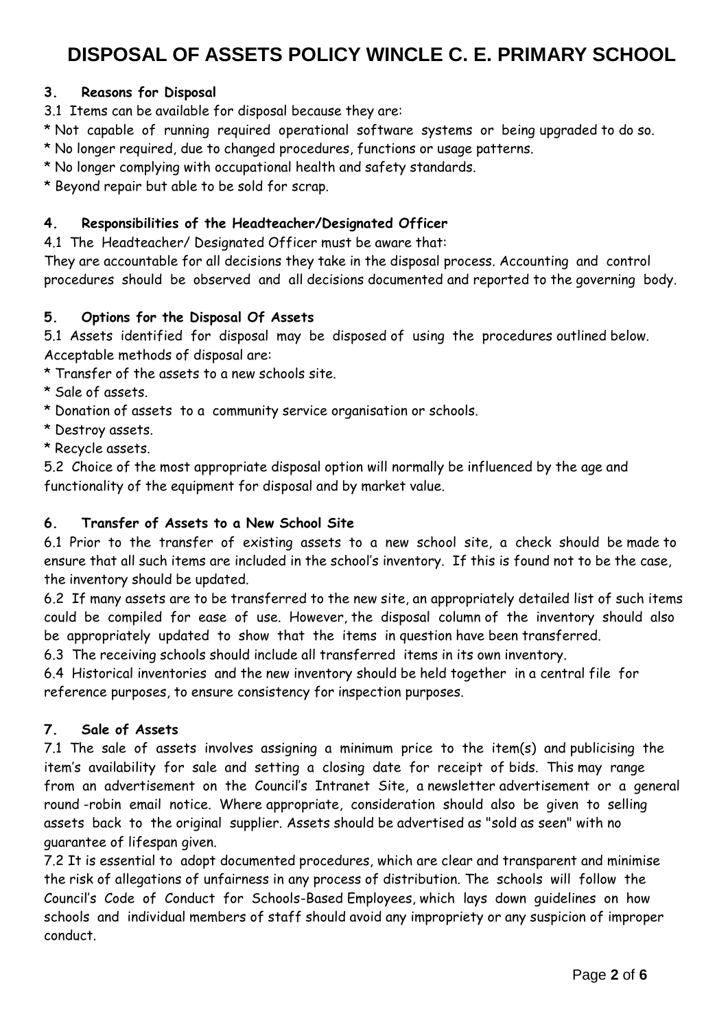# DISPOSAL OF ASSETS POLICY WINCLE C. E. PRIMARY SCHOOL

### 3. Reasons for Disposal

3.1 Items can be available for disposal because they are:

* Not capable of running required operational software systems or being upgraded to do so.
* No longer required, due to changed procedures, functions or usage patterns.
* No longer complying with occupational health and safety standards.
* Beyond repair but able to be sold for scrap.

### 4. Responsibilities of the Headteacher/Designated Officer

4.1 The Headteacher/ Designated Officer must be aware that:
They are accountable for all decisions they take in the disposal process. Accounting and control procedures should be observed and all decisions documented and reported to the governing body.

### 5. Options for the Disposal Of Assets

5.1 Assets identified for disposal may be disposed of using the procedures outlined below. Acceptable methods of disposal are:

* Transfer of the assets to a new schools site.
* Sale of assets.
* Donation of assets to a community service organisation or schools.
* Destroy assets.
* Recycle assets.

5.2 Choice of the most appropriate disposal option will normally be influenced by the age and functionality of the equipment for disposal and by market value.

### 6. Transfer of Assets to a New School Site

6.1 Prior to the transfer of existing assets to a new school site, a check should be made to ensure that all such items are included in the school's inventory. If this is found not to be the case, the inventory should be updated.

6.2 If many assets are to be transferred to the new site, an appropriately detailed list of such items could be compiled for ease of use. However, the disposal column of the inventory should also be appropriately updated to show that the items in question have been transferred.

6.3 The receiving schools should include all transferred items in its own inventory.

6.4 Historical inventories and the new inventory should be held together in a central file for reference purposes, to ensure consistency for inspection purposes.

### 7. Sale of Assets

7.1 The sale of assets involves assigning a minimum price to the item(s) and publicising the item's availability for sale and setting a closing date for receipt of bids. This may range from an advertisement on the Council's Intranet Site, a newsletter advertisement or a general round -robin email notice. Where appropriate, consideration should also be given to selling assets back to the original supplier. Assets should be advertised as "sold as seen" with no guarantee of lifespan given.

7.2 It is essential to adopt documented procedures, which are clear and transparent and minimise the risk of allegations of unfairness in any process of distribution. The schools will follow the Council's Code of Conduct for Schools-Based Employees, which lays down guidelines on how schools and individual members of staff should avoid any impropriety or any suspicion of improper conduct.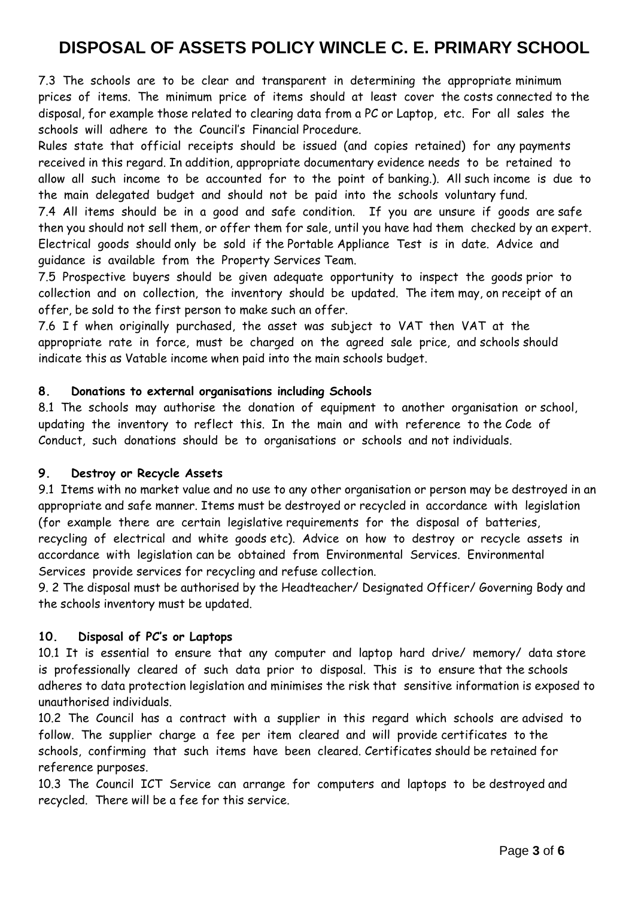7.3 The schools are to be clear and transparent in determining the appropriate minimum prices of items. The minimum price of items should at least cover the costs connected to the disposal, for example those related to clearing data from a PC or Laptop, etc. For all sales the schools will adhere to the Council's Financial Procedure.

Rules state that official receipts should be issued (and copies retained) for any payments received in this regard. In addition, appropriate documentary evidence needs to be retained to allow all such income to be accounted for to the point of banking.). All such income is due to the main delegated budget and should not be paid into the schools voluntary fund.

7.4 All items should be in a good and safe condition. If you are unsure if goods are safe then you should not sell them, or offer them for sale, until you have had them checked by an expert. Electrical goods should only be sold if the Portable Appliance Test is in date. Advice and guidance is available from the Property Services Team.

7.5 Prospective buyers should be given adequate opportunity to inspect the goods prior to collection and on collection, the inventory should be updated. The item may, on receipt of an offer, be sold to the first person to make such an offer.

7.6 I f when originally purchased, the asset was subject to VAT then VAT at the appropriate rate in force, must be charged on the agreed sale price, and schools should indicate this as Vatable income when paid into the main schools budget.

**8. Donations to external organisations including Schools**

8.1 The schools may authorise the donation of equipment to another organisation or school, updating the inventory to reflect this. In the main and with reference to the Code of Conduct, such donations should be to organisations or schools and not individuals.

**9. Destroy or Recycle Assets**

9.1 Items with no market value and no use to any other organisation or person may be destroyed in an appropriate and safe manner. Items must be destroyed or recycled in accordance with legislation (for example there are certain legislative requirements for the disposal of batteries, recycling of electrical and white goods etc). Advice on how to destroy or recycle assets in accordance with legislation can be obtained from Environmental Services. Environmental Services provide services for recycling and refuse collection.

9. 2 The disposal must be authorised by the Headteacher/ Designated Officer/ Governing Body and the schools inventory must be updated.

**10. Disposal of PC's or Laptops**

10.1 It is essential to ensure that any computer and laptop hard drive/ memory/ data store is professionally cleared of such data prior to disposal. This is to ensure that the schools adheres to data protection legislation and minimises the risk that sensitive information is exposed to unauthorised individuals.

10.2 The Council has a contract with a supplier in this regard which schools are advised to follow. The supplier charge a fee per item cleared and will provide certificates to the schools, confirming that such items have been cleared. Certificates should be retained for reference purposes.

10.3 The Council ICT Service can arrange for computers and laptops to be destroyed and recycled. There will be a fee for this service.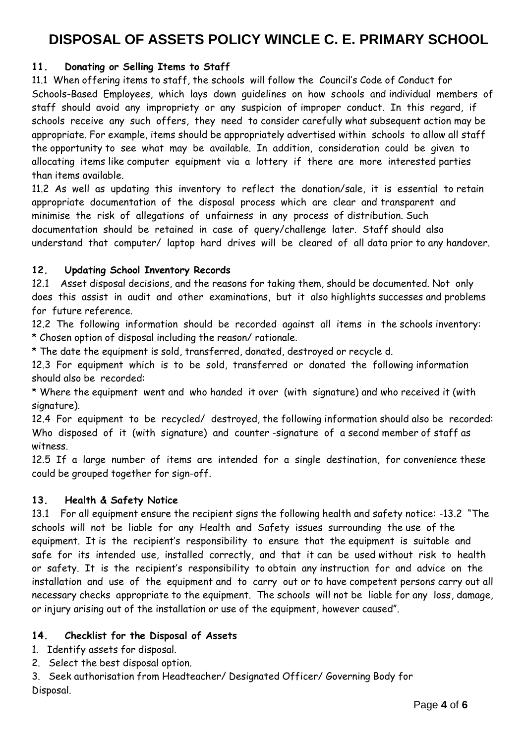## 11. Donating or Selling Items to Staff

11.1 When offering items to staff, the schools will follow the Council's Code of Conduct for Schools-Based Employees, which lays down guidelines on how schools and individual members of staff should avoid any impropriety or any suspicion of improper conduct. In this regard, if schools receive any such offers, they need to consider carefully what subsequent action may be appropriate. For example, items should be appropriately advertised within schools to allow all staff the opportunity to see what may be available. In addition, consideration could be given to allocating items like computer equipment via a lottery if there are more interested parties than items available.

11.2 As well as updating this inventory to reflect the donation/sale, it is essential to retain appropriate documentation of the disposal process which are clear and transparent and minimise the risk of allegations of unfairness in any process of distribution. Such documentation should be retained in case of query/challenge later. Staff should also understand that computer/ laptop hard drives will be cleared of all data prior to any handover.

## 12. Updating School Inventory Records

12.1 Asset disposal decisions, and the reasons for taking them, should be documented. Not only does this assist in audit and other examinations, but it also highlights successes and problems for future reference.

12.2 The following information should be recorded against all items in the schools inventory:

* Chosen option of disposal including the reason/ rationale.
* The date the equipment is sold, transferred, donated, destroyed or recycle d.

12.3 For equipment which is to be sold, transferred or donated the following information should also be recorded:

* Where the equipment went and who handed it over (with signature) and who received it (with signature).

12.4 For equipment to be recycled/ destroyed, the following information should also be recorded: Who disposed of it (with signature) and counter -signature of a second member of staff as witness.

12.5 If a large number of items are intended for a single destination, for convenience these could be grouped together for sign-off.

## 13. Health & Safety Notice

13.1 For all equipment ensure the recipient signs the following health and safety notice: -13.2 "The schools will not be liable for any Health and Safety issues surrounding the use of the equipment. It is the recipient's responsibility to ensure that the equipment is suitable and safe for its intended use, installed correctly, and that it can be used without risk to health or safety. It is the recipient's responsibility to obtain any instruction for and advice on the installation and use of the equipment and to carry out or to have competent persons carry out all necessary checks appropriate to the equipment. The schools will not be liable for any loss, damage, or injury arising out of the installation or use of the equipment, however caused".

## 14. Checklist for the Disposal of Assets

1. Identify assets for disposal.
2. Select the best disposal option.
3. Seek authorisation from Headteacher/ Designated Officer/ Governing Body for Disposal.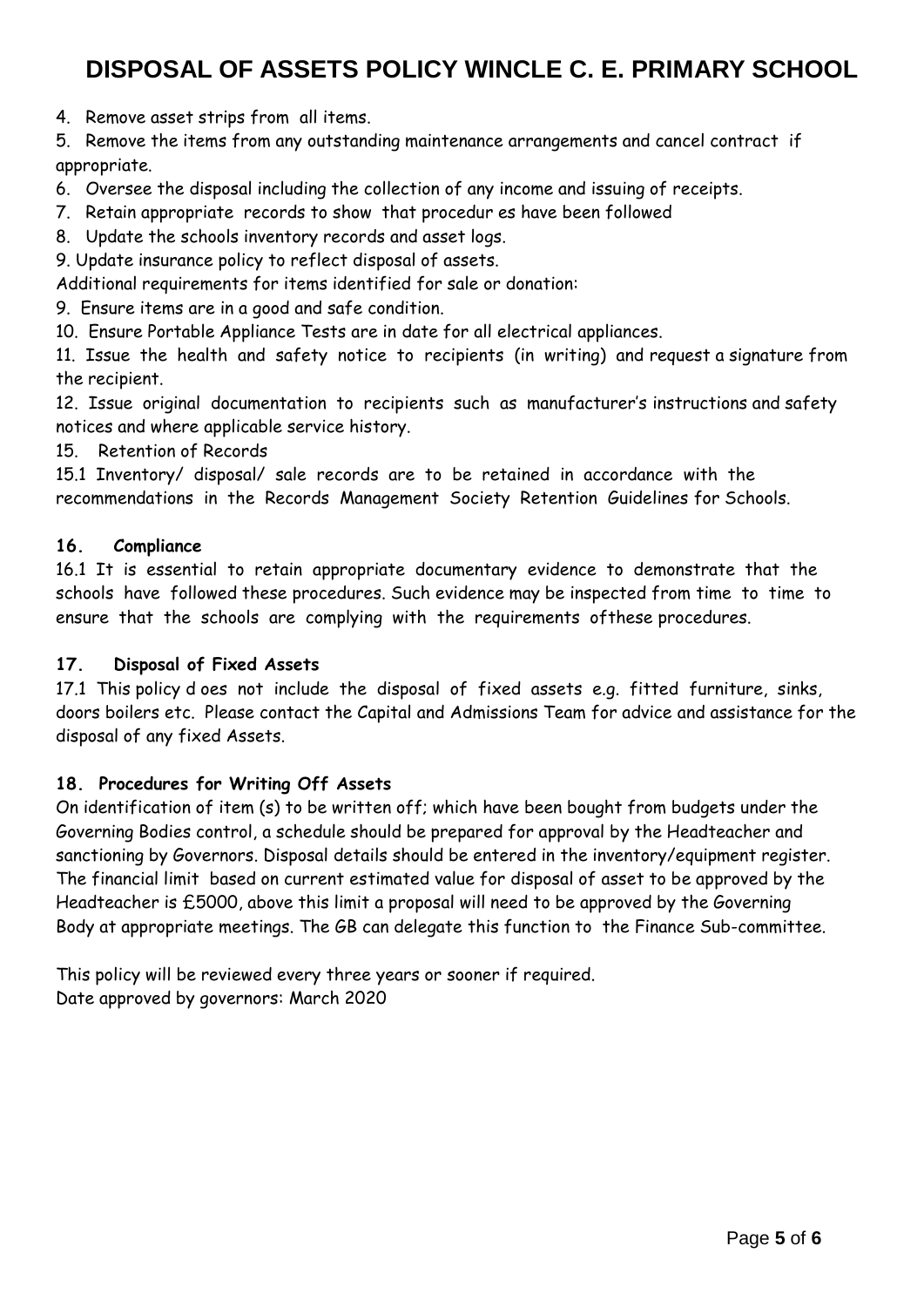4. Remove asset strips from all items.
5. Remove the items from any outstanding maintenance arrangements and cancel contract if appropriate.
6. Oversee the disposal including the collection of any income and issuing of receipts.
7. Retain appropriate records to show that procedur es have been followed
8. Update the schools inventory records and asset logs.
9. Update insurance policy to reflect disposal of assets.

Additional requirements for items identified for sale or donation:

9. Ensure items are in a good and safe condition.
10. Ensure Portable Appliance Tests are in date for all electrical appliances.
11. Issue the health and safety notice to recipients (in writing) and request a signature from the recipient.
12. Issue original documentation to recipients such as manufacturer's instructions and safety notices and where applicable service history.

15. Retention of Records

15.1 Inventory/ disposal/ sale records are to be retained in accordance with the recommendations in the Records Management Society Retention Guidelines for Schools.

**16. Compliance**

16.1 It is essential to retain appropriate documentary evidence to demonstrate that the schools have followed these procedures. Such evidence may be inspected from time to time to ensure that the schools are complying with the requirements ofthese procedures.

**17. Disposal of Fixed Assets**

17.1 This policy d oes not include the disposal of fixed assets e.g. fitted furniture, sinks, doors boilers etc. Please contact the Capital and Admissions Team for advice and assistance for the disposal of any fixed Assets.

**18. Procedures for Writing Off Assets**

On identification of item (s) to be written off; which have been bought from budgets under the Governing Bodies control, a schedule should be prepared for approval by the Headteacher and sanctioning by Governors. Disposal details should be entered in the inventory/equipment register. The financial limit based on current estimated value for disposal of asset to be approved by the Headteacher is £5000, above this limit a proposal will need to be approved by the Governing Body at appropriate meetings. The GB can delegate this function to the Finance Sub-committee.

This policy will be reviewed every three years or sooner if required.
Date approved by governors: March 2020